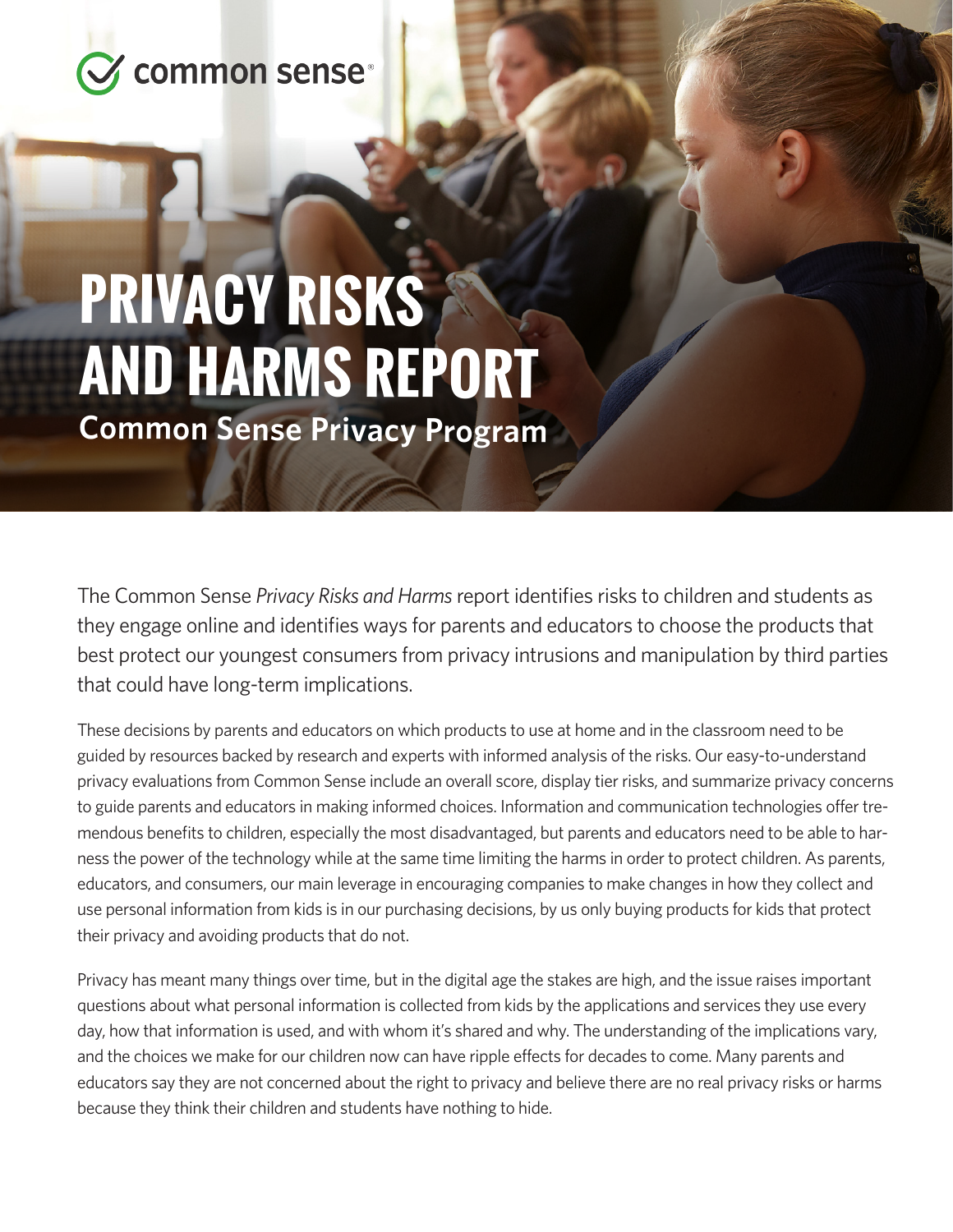common sense

# PRIVACY RISKS AND HARMS REPORT

## Common Sense Privacy Program

The Common Sense *Privacy Risks and Harms* report identifies risks to children and students as they engage online and identifies ways for parents and educators to choose the products that best protect our youngest consumers from privacy intrusions and manipulation by third parties that could have long-term implications.

These decisions by parents and educators on which products to use at home and in the classroom need to be guided by resources backed by research and experts with informed analysis of the risks. Our easy-to-understand privacy evaluations from Common Sense include an overall score, display tier risks, and summarize privacy concerns to guide parents and educators in making informed choices. Information and communication technologies offer tremendous benefits to children, especially the most disadvantaged, but parents and educators need to be able to harness the power of the technology while at the same time limiting the harms in order to protect children. As parents, educators, and consumers, our main leverage in encouraging companies to make changes in how they collect and use personal information from kids is in our purchasing decisions, by us only buying products for kids that protect their privacy and avoiding products that do not.

Privacy has meant many things over time, but in the digital age the stakes are high, and the issue raises important questions about what personal information is collected from kids by the applications and services they use every day, how that information is used, and with whom it's shared and why. The understanding of the implications vary, and the choices we make for our children now can have ripple effects for decades to come. Many parents and educators say they are not concerned about the right to privacy and believe there are no real privacy risks or harms because they think their children and students have nothing to hide.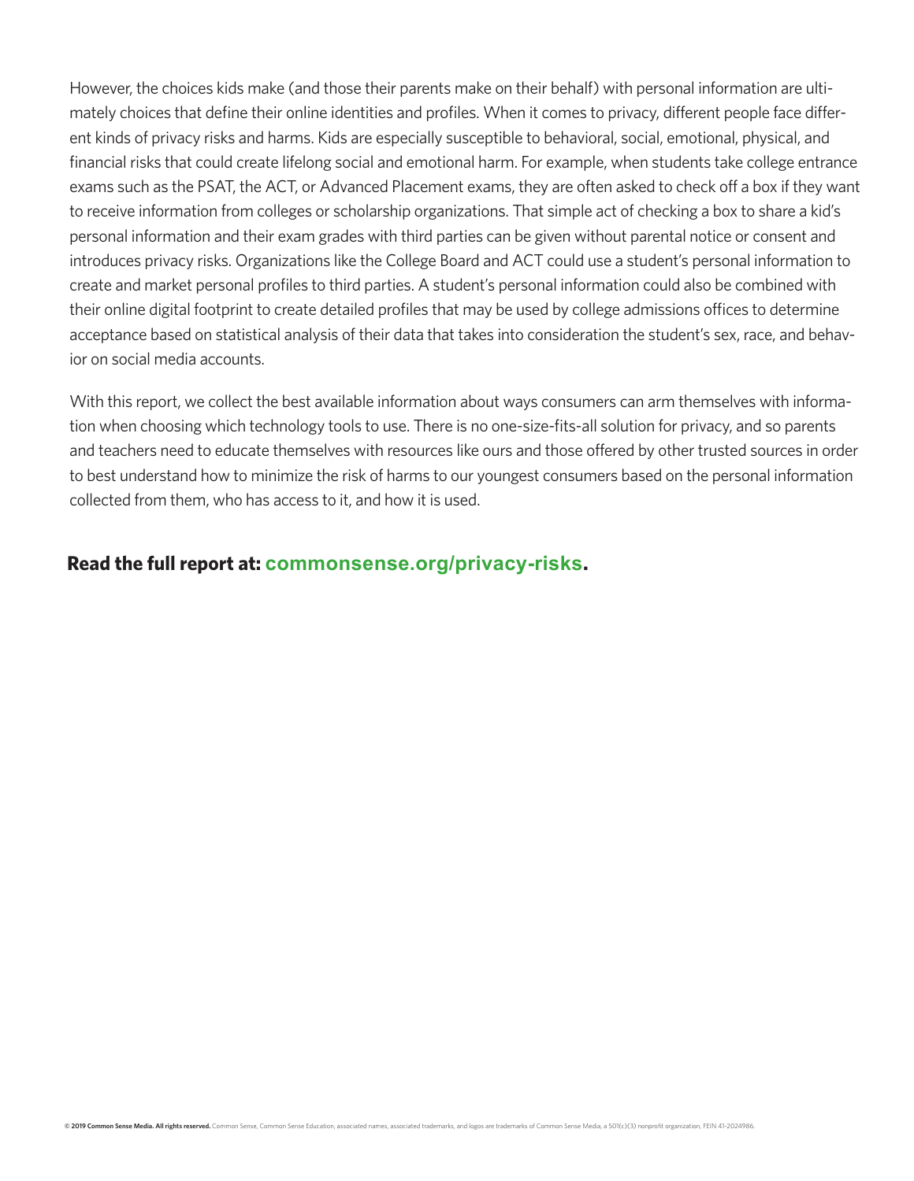However, the choices kids make (and those their parents make on their behalf) with personal information are ultimately choices that define their online identities and profiles. When it comes to privacy, different people face different kinds of privacy risks and harms. Kids are especially susceptible to behavioral, social, emotional, physical, and financial risks that could create lifelong social and emotional harm. For example, when students take college entrance exams such as the PSAT, the ACT, or Advanced Placement exams, they are often asked to check off a box if they want to receive information from colleges or scholarship organizations. That simple act of checking a box to share a kid's personal information and their exam grades with third parties can be given without parental notice or consent and introduces privacy risks. Organizations like the College Board and ACT could use a student's personal information to create and market personal profiles to third parties. A student's personal information could also be combined with their online digital footprint to create detailed profiles that may be used by college admissions offices to determine acceptance based on statistical analysis of their data that takes into consideration the student's sex, race, and behavior on social media accounts.

With this report, we collect the best available information about ways consumers can arm themselves with information when choosing which technology tools to use. There is no one-size-fits-all solution for privacy, and so parents and teachers need to educate themselves with resources like ours and those offered by other trusted sources in order to best understand how to minimize the risk of harms to our youngest consumers based on the personal information collected from them, who has access to it, and how it is used.

**Read the full report at: commonsense.org/privacy-risks.**

**© 2019 Common Sense Media. All rights reserved.** Common Sense, Common Sense Education, associated names, associated trademarks, and logos are trademarks of Common Sense Media, a 501(c)(3) nonprofit organization, FEIN 41-2024986.